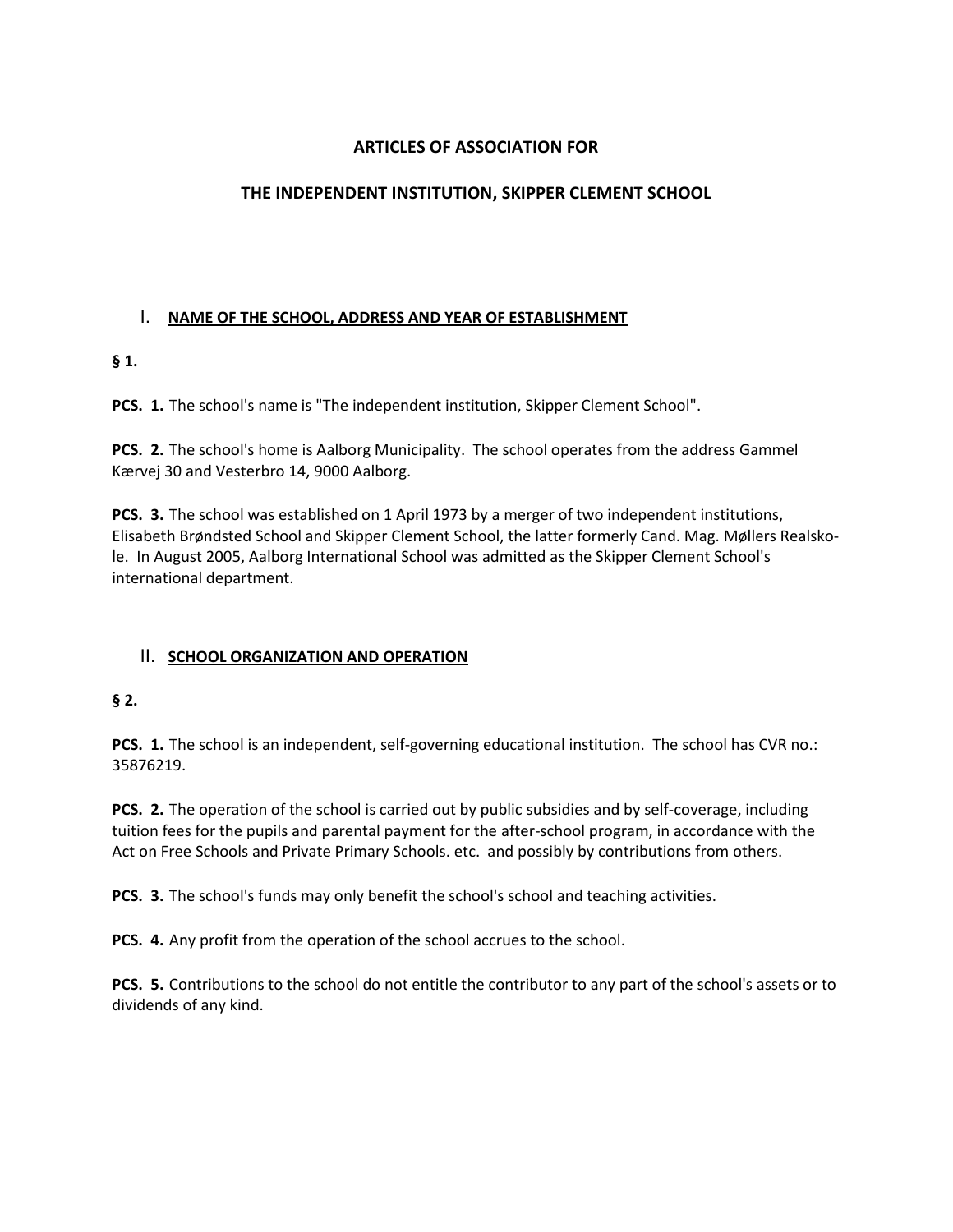# ARTICLES OF ASSOCIATION FOR

# THE INDEPENDENT INSTITUTION, SKIPPER CLEMENT SCHOOL

## I. NAME OF THE SCHOOL, ADDRESS AND YEAR OF ESTABLISHMENT

**§ 1.**

**PCS. 1.** The school's name is "The independent institution, Skipper Clement School".

**PCS. 2.** The school's home is Aalborg Municipality. The school operates from the address Gammel Kærvej 30 and Vesterbro 14, 9000 Aalborg.

**PCS. 3.** The school was established on 1 April 1973 by a merger of two independent institutions, Elisabeth Brøndsted School and Skipper Clement School, the latter formerly Cand. Mag. Møllers Realskole. In August 2005, Aalborg International School was admitted as the Skipper Clement School's international department.

## II. SCHOOL ORGANIZATION AND OPERATION

**§ 2.**

**PCS. 1.** The school is an independent, self-governing educational institution. The school has CVR no.: 35876219.

**PCS. 2.** The operation of the school is carried out by public subsidies and by self-coverage, including tuition fees for the pupils and parental payment for the after-school program, in accordance with the Act on Free Schools and Private Primary Schools. etc. and possibly by contributions from others.

**PCS. 3.** The school's funds may only benefit the school's school and teaching activities.

**PCS. 4.** Any profit from the operation of the school accrues to the school.

**PCS. 5.** Contributions to the school do not entitle the contributor to any part of the school's assets or to dividends of any kind.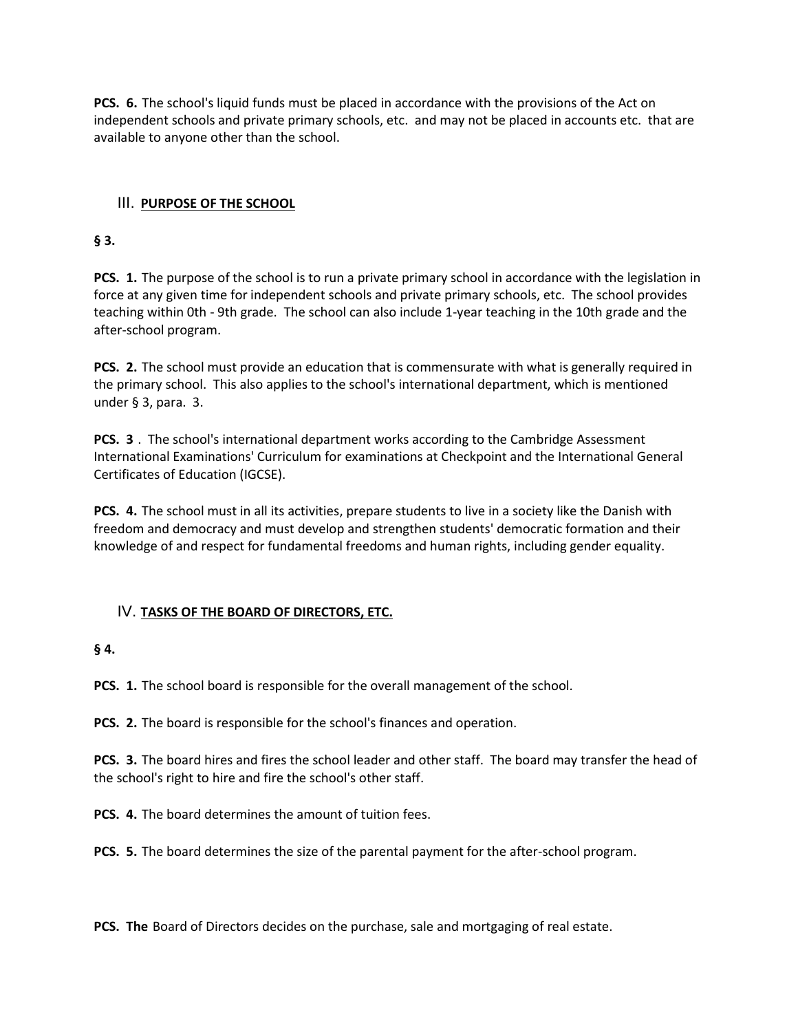**PCS. 6.** The school's liquid funds must be placed in accordance with the provisions of the Act on independent schools and private primary schools, etc. and may not be placed in accounts etc. that are available to anyone other than the school.

## III. <u>**PURPOSE OF THE SCHOOL**</u>

**§ 3.**

**PCS. 1.** The purpose of the school is to run a private primary school in accordance with the legislation in force at any given time for independent schools and private primary schools, etc. The school provides teaching within 0th - 9th grade. The school can also include 1-year teaching in the 10th grade and the after-school program.

**PCS. 2.** The school must provide an education that is commensurate with what is generally required in the primary school. This also applies to the school's international department, which is mentioned under § 3, para. 3.

**PCS. 3** . The school's international department works according to the Cambridge Assessment International Examinations' Curriculum for examinations at Checkpoint and the International General Certificates of Education (IGCSE).

**PCS. 4.** The school must in all its activities, prepare students to live in a society like the Danish with freedom and democracy and must develop and strengthen students' democratic formation and their knowledge of and respect for fundamental freedoms and human rights, including gender equality.

## IV. <u>**TASKS OF THE BOARD OF DIRECTORS, ETC.**</u>

**§ 4.**

**PCS. 1.** The school board is responsible for the overall management of the school.

**PCS. 2.** The board is responsible for the school's finances and operation.

**PCS. 3.** The board hires and fires the school leader and other staff. The board may transfer the head of the school's right to hire and fire the school's other staff.

**PCS. 4.** The board determines the amount of tuition fees.

**PCS. 5.** The board determines the size of the parental payment for the after-school program.

**PCS. The** Board of Directors decides on the purchase, sale and mortgaging of real estate.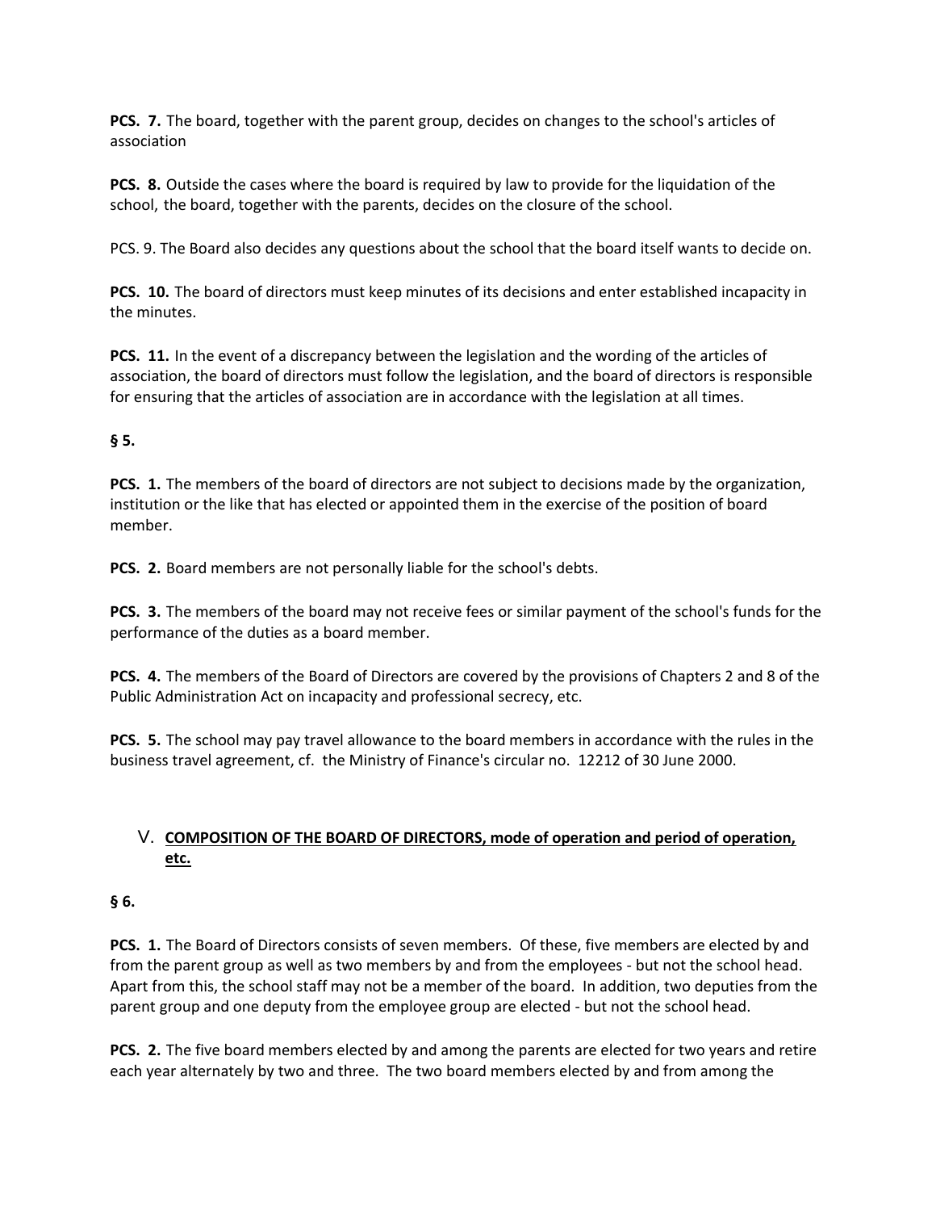**PCS. 7.** The board, together with the parent group, decides on changes to the school's articles of association

**PCS. 8.** Outside the cases where the board is required by law to provide for the liquidation of the school, the board, together with the parents, decides on the closure of the school.

PCS. 9. The Board also decides any questions about the school that the board itself wants to decide on.

**PCS. 10.** The board of directors must keep minutes of its decisions and enter established incapacity in the minutes.

**PCS. 11.** In the event of a discrepancy between the legislation and the wording of the articles of association, the board of directors must follow the legislation, and the board of directors is responsible for ensuring that the articles of association are in accordance with the legislation at all times.

**§ 5.**

**PCS. 1.** The members of the board of directors are not subject to decisions made by the organization, institution or the like that has elected or appointed them in the exercise of the position of board member.

**PCS. 2.** Board members are not personally liable for the school's debts.

**PCS. 3.** The members of the board may not receive fees or similar payment of the school's funds for the performance of the duties as a board member.

**PCS. 4.** The members of the Board of Directors are covered by the provisions of Chapters 2 and 8 of the Public Administration Act on incapacity and professional secrecy, etc.

**PCS. 5.** The school may pay travel allowance to the board members in accordance with the rules in the business travel agreement, cf. the Ministry of Finance's circular no. 12212 of 30 June 2000.

## V. **COMPOSITION OF THE BOARD OF DIRECTORS, mode of operation and period of operation, etc.**

**§ 6.**

**PCS. 1.** The Board of Directors consists of seven members. Of these, five members are elected by and from the parent group as well as two members by and from the employees - but not the school head. Apart from this, the school staff may not be a member of the board. In addition, two deputies from the parent group and one deputy from the employee group are elected - but not the school head.

**PCS. 2.** The five board members elected by and among the parents are elected for two years and retire each year alternately by two and three. The two board members elected by and from among the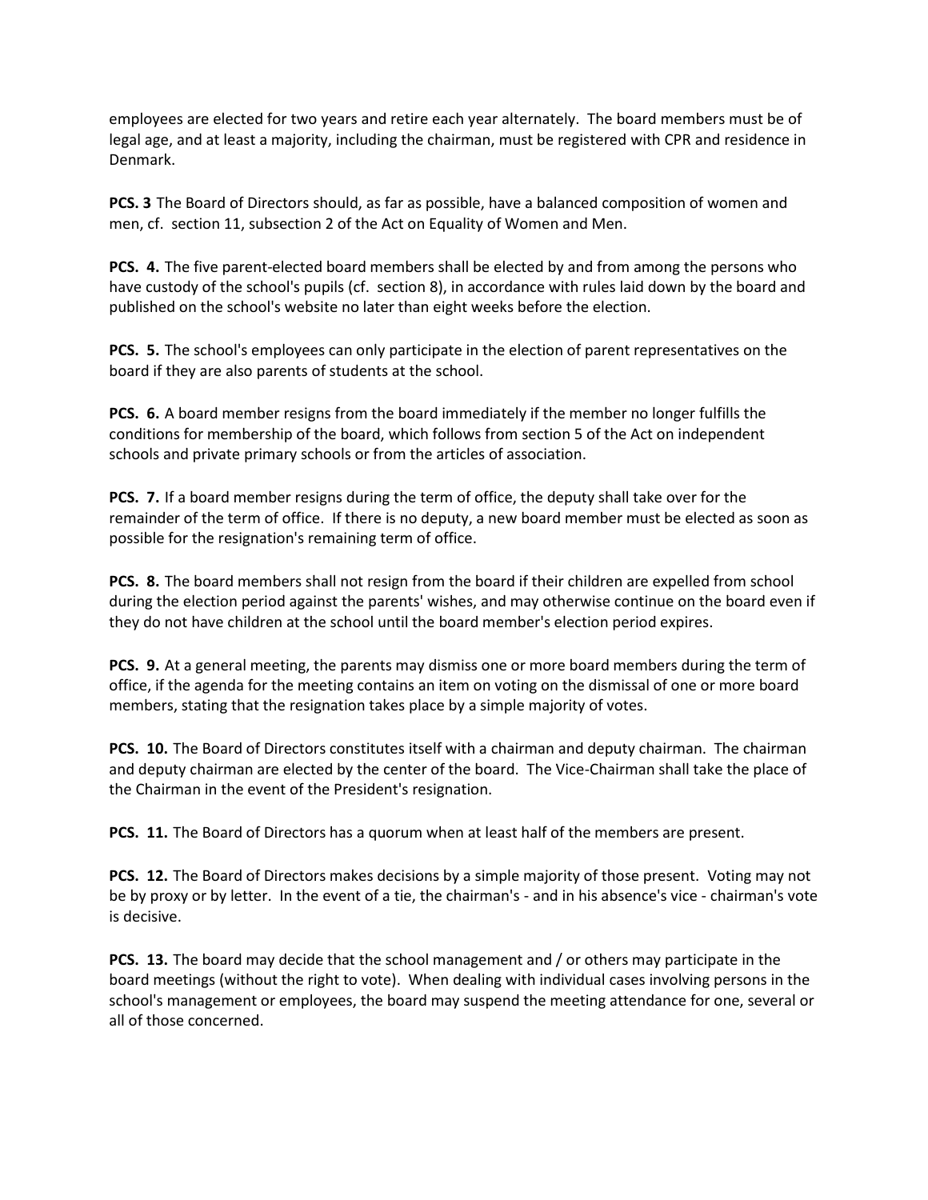employees are elected for two years and retire each year alternately. The board members must be of legal age, and at least a majority, including the chairman, must be registered with CPR and residence in Denmark.

**PCS. 3** The Board of Directors should, as far as possible, have a balanced composition of women and men, cf. section 11, subsection 2 of the Act on Equality of Women and Men.

**PCS. 4.** The five parent-elected board members shall be elected by and from among the persons who have custody of the school's pupils (cf. section 8), in accordance with rules laid down by the board and published on the school's website no later than eight weeks before the election.

**PCS. 5.** The school's employees can only participate in the election of parent representatives on the board if they are also parents of students at the school.

**PCS. 6.** A board member resigns from the board immediately if the member no longer fulfills the conditions for membership of the board, which follows from section 5 of the Act on independent schools and private primary schools or from the articles of association.

**PCS. 7.** If a board member resigns during the term of office, the deputy shall take over for the remainder of the term of office. If there is no deputy, a new board member must be elected as soon as possible for the resignation's remaining term of office.

**PCS. 8.** The board members shall not resign from the board if their children are expelled from school during the election period against the parents' wishes, and may otherwise continue on the board even if they do not have children at the school until the board member's election period expires.

**PCS. 9.** At a general meeting, the parents may dismiss one or more board members during the term of office, if the agenda for the meeting contains an item on voting on the dismissal of one or more board members, stating that the resignation takes place by a simple majority of votes.

**PCS. 10.** The Board of Directors constitutes itself with a chairman and deputy chairman. The chairman and deputy chairman are elected by the center of the board. The Vice-Chairman shall take the place of the Chairman in the event of the President's resignation.

**PCS. 11.** The Board of Directors has a quorum when at least half of the members are present.

**PCS. 12.** The Board of Directors makes decisions by a simple majority of those present. Voting may not be by proxy or by letter. In the event of a tie, the chairman's - and in his absence's vice - chairman's vote is decisive.

**PCS. 13.** The board may decide that the school management and / or others may participate in the board meetings (without the right to vote). When dealing with individual cases involving persons in the school's management or employees, the board may suspend the meeting attendance for one, several or all of those concerned.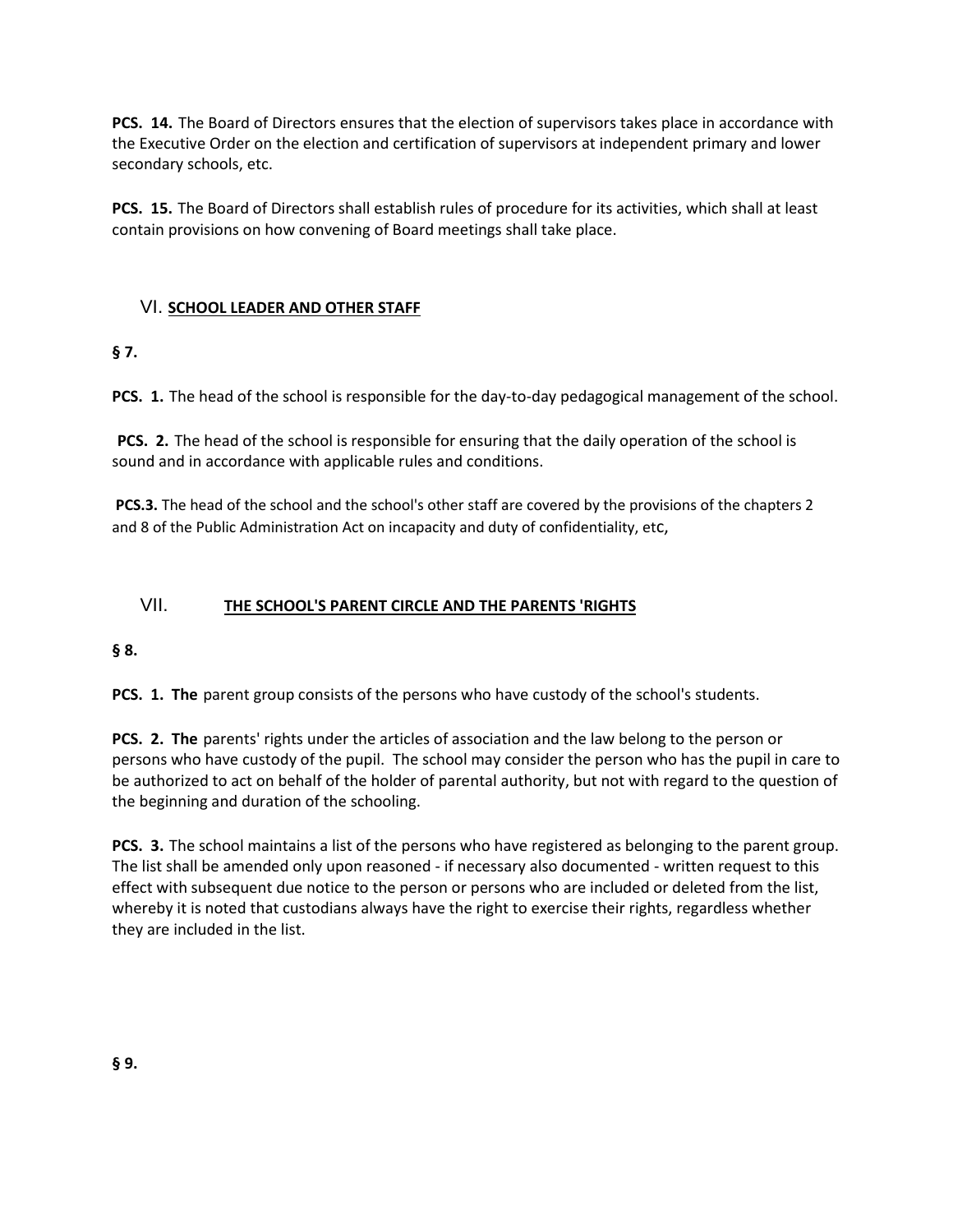**PCS. 14.** The Board of Directors ensures that the election of supervisors takes place in accordance with the Executive Order on the election and certification of supervisors at independent primary and lower secondary schools, etc.

**PCS. 15.** The Board of Directors shall establish rules of procedure for its activities, which shall at least contain provisions on how convening of Board meetings shall take place.

## VI. SCHOOL LEADER AND OTHER STAFF

**§ 7.**

**PCS. 1.** The head of the school is responsible for the day-to-day pedagogical management of the school.

**PCS. 2.** The head of the school is responsible for ensuring that the daily operation of the school is sound and in accordance with applicable rules and conditions.

**PCS.3.** The head of the school and the school's other staff are covered by the provisions of the chapters 2 and 8 of the Public Administration Act on incapacity and duty of confidentiality, etc,

## VII. THE SCHOOL'S PARENT CIRCLE AND THE PARENTS 'RIGHTS

**§ 8.**

**PCS. 1. The** parent group consists of the persons who have custody of the school's students.

**PCS. 2. The** parents' rights under the articles of association and the law belong to the person or persons who have custody of the pupil. The school may consider the person who has the pupil in care to be authorized to act on behalf of the holder of parental authority, but not with regard to the question of the beginning and duration of the schooling.

**PCS. 3.** The school maintains a list of the persons who have registered as belonging to the parent group. The list shall be amended only upon reasoned - if necessary also documented - written request to this effect with subsequent due notice to the person or persons who are included or deleted from the list, whereby it is noted that custodians always have the right to exercise their rights, regardless whether they are included in the list.

**§ 9.**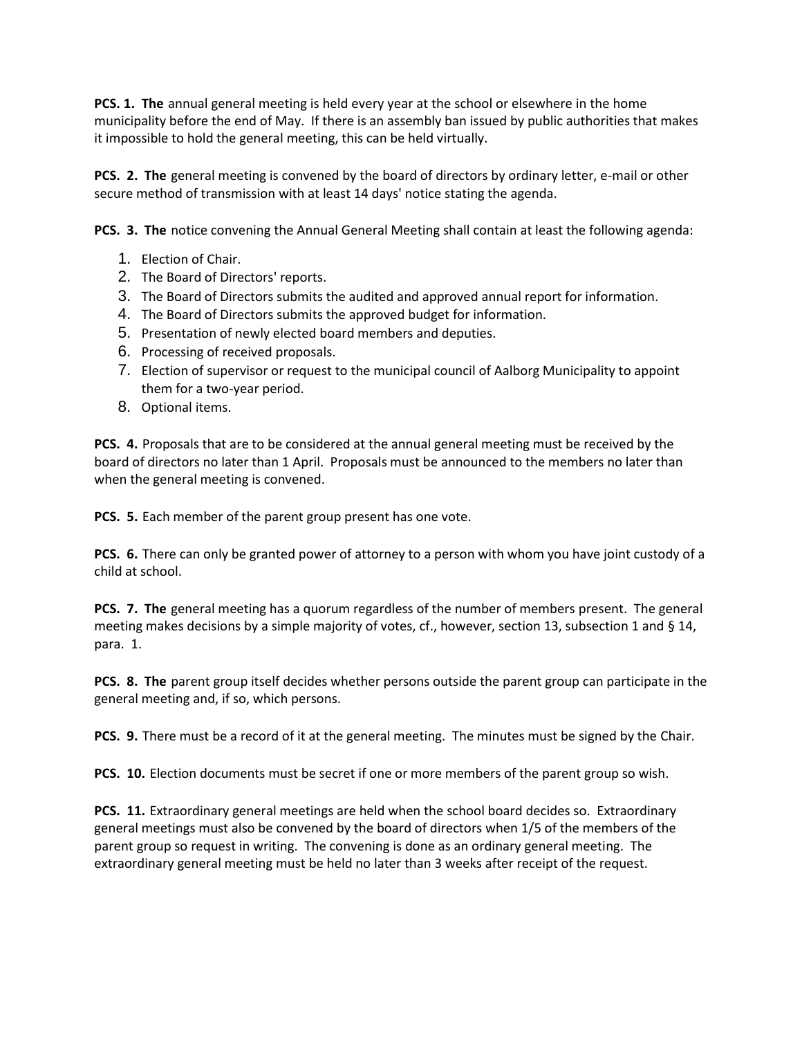**PCS. 1. The** annual general meeting is held every year at the school or elsewhere in the home municipality before the end of May. If there is an assembly ban issued by public authorities that makes it impossible to hold the general meeting, this can be held virtually.

**PCS. 2. The** general meeting is convened by the board of directors by ordinary letter, e-mail or other secure method of transmission with at least 14 days' notice stating the agenda.

**PCS. 3. The** notice convening the Annual General Meeting shall contain at least the following agenda:

1. Election of Chair.
2. The Board of Directors' reports.
3. The Board of Directors submits the audited and approved annual report for information.
4. The Board of Directors submits the approved budget for information.
5. Presentation of newly elected board members and deputies.
6. Processing of received proposals.
7. Election of supervisor or request to the municipal council of Aalborg Municipality to appoint them for a two-year period.
8. Optional items.

**PCS. 4.** Proposals that are to be considered at the annual general meeting must be received by the board of directors no later than 1 April. Proposals must be announced to the members no later than when the general meeting is convened.

**PCS. 5.** Each member of the parent group present has one vote.

**PCS. 6.** There can only be granted power of attorney to a person with whom you have joint custody of a child at school.

**PCS. 7. The** general meeting has a quorum regardless of the number of members present. The general meeting makes decisions by a simple majority of votes, cf., however, section 13, subsection 1 and § 14, para. 1.

**PCS. 8. The** parent group itself decides whether persons outside the parent group can participate in the general meeting and, if so, which persons.

**PCS. 9.** There must be a record of it at the general meeting. The minutes must be signed by the Chair.

**PCS. 10.** Election documents must be secret if one or more members of the parent group so wish.

**PCS. 11.** Extraordinary general meetings are held when the school board decides so. Extraordinary general meetings must also be convened by the board of directors when 1/5 of the members of the parent group so request in writing. The convening is done as an ordinary general meeting. The extraordinary general meeting must be held no later than 3 weeks after receipt of the request.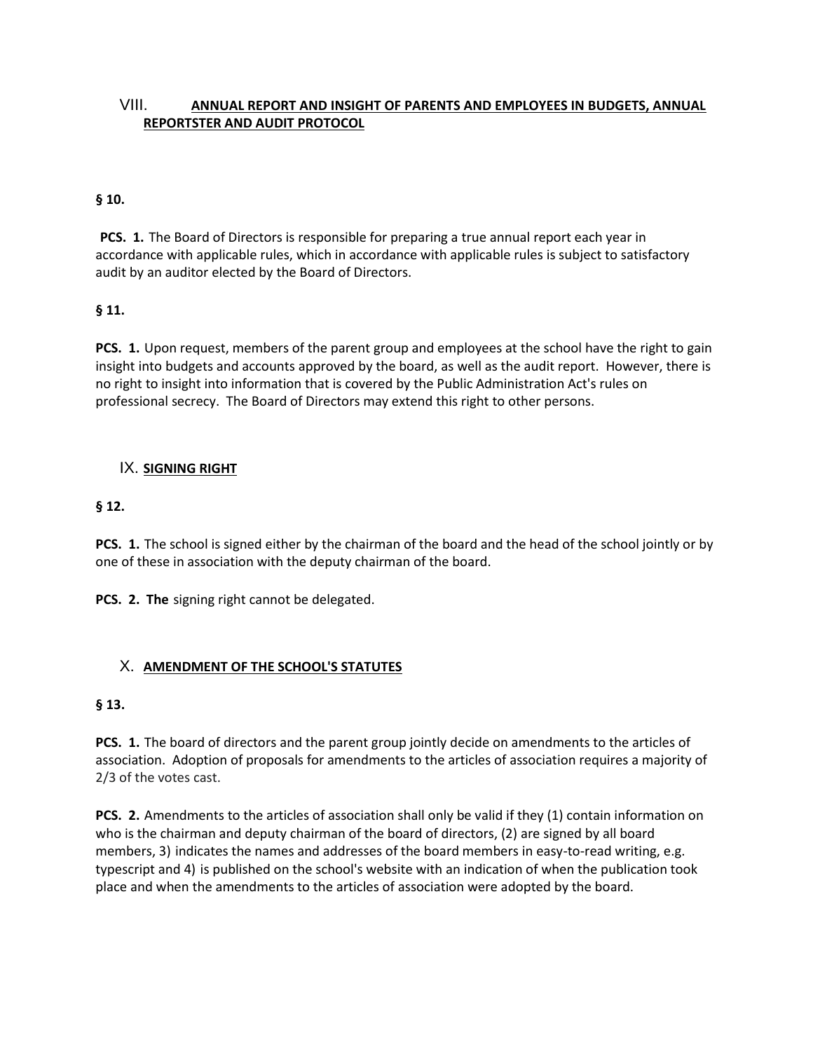## VIII. ANNUAL REPORT AND INSIGHT OF PARENTS AND EMPLOYEES IN BUDGETS, ANNUAL REPORTSTER AND AUDIT PROTOCOL

**§ 10.**

**PCS. 1.** The Board of Directors is responsible for preparing a true annual report each year in accordance with applicable rules, which in accordance with applicable rules is subject to satisfactory audit by an auditor elected by the Board of Directors.

**§ 11.**

**PCS. 1.** Upon request, members of the parent group and employees at the school have the right to gain insight into budgets and accounts approved by the board, as well as the audit report. However, there is no right to insight into information that is covered by the Public Administration Act's rules on professional secrecy. The Board of Directors may extend this right to other persons.

## IX. SIGNING RIGHT

**§ 12.**

**PCS. 1.** The school is signed either by the chairman of the board and the head of the school jointly or by one of these in association with the deputy chairman of the board.

**PCS. 2. The** signing right cannot be delegated.

## X. AMENDMENT OF THE SCHOOL'S STATUTES

**§ 13.**

**PCS. 1.** The board of directors and the parent group jointly decide on amendments to the articles of association. Adoption of proposals for amendments to the articles of association requires a majority of 2/3 of the votes cast.

**PCS. 2.** Amendments to the articles of association shall only be valid if they (1) contain information on who is the chairman and deputy chairman of the board of directors, (2) are signed by all board members, 3) indicates the names and addresses of the board members in easy-to-read writing, e.g. typescript and 4) is published on the school's website with an indication of when the publication took place and when the amendments to the articles of association were adopted by the board.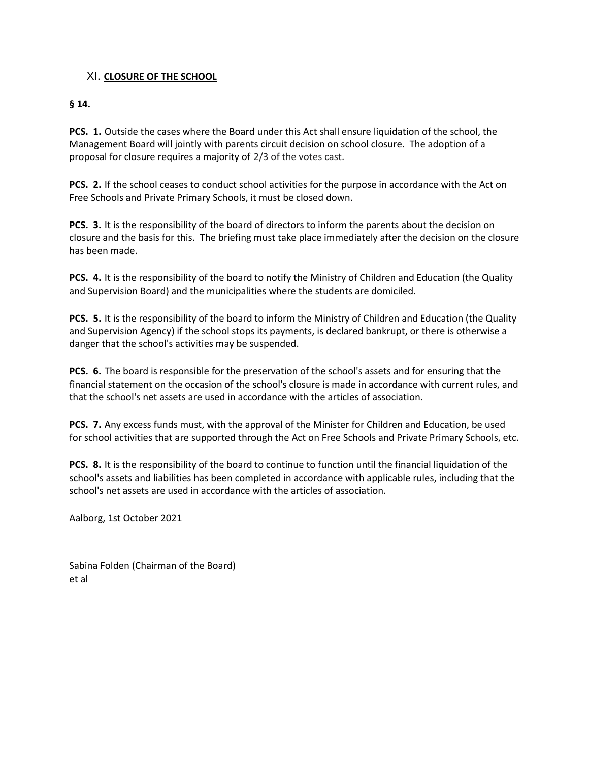## XI. **CLOSURE OF THE SCHOOL**

**§ 14.**

**PCS. 1.** Outside the cases where the Board under this Act shall ensure liquidation of the school, the Management Board will jointly with parents circuit decision on school closure. The adoption of a proposal for closure requires a majority of 2/3 of the votes cast.

**PCS. 2.** If the school ceases to conduct school activities for the purpose in accordance with the Act on Free Schools and Private Primary Schools, it must be closed down.

**PCS. 3.** It is the responsibility of the board of directors to inform the parents about the decision on closure and the basis for this. The briefing must take place immediately after the decision on the closure has been made.

**PCS. 4.** It is the responsibility of the board to notify the Ministry of Children and Education (the Quality and Supervision Board) and the municipalities where the students are domiciled.

**PCS. 5.** It is the responsibility of the board to inform the Ministry of Children and Education (the Quality and Supervision Agency) if the school stops its payments, is declared bankrupt, or there is otherwise a danger that the school's activities may be suspended.

**PCS. 6.** The board is responsible for the preservation of the school's assets and for ensuring that the financial statement on the occasion of the school's closure is made in accordance with current rules, and that the school's net assets are used in accordance with the articles of association.

**PCS. 7.** Any excess funds must, with the approval of the Minister for Children and Education, be used for school activities that are supported through the Act on Free Schools and Private Primary Schools, etc.

**PCS. 8.** It is the responsibility of the board to continue to function until the financial liquidation of the school's assets and liabilities has been completed in accordance with applicable rules, including that the school's net assets are used in accordance with the articles of association.

Aalborg, 1st October 2021

Sabina Folden (Chairman of the Board)
et al